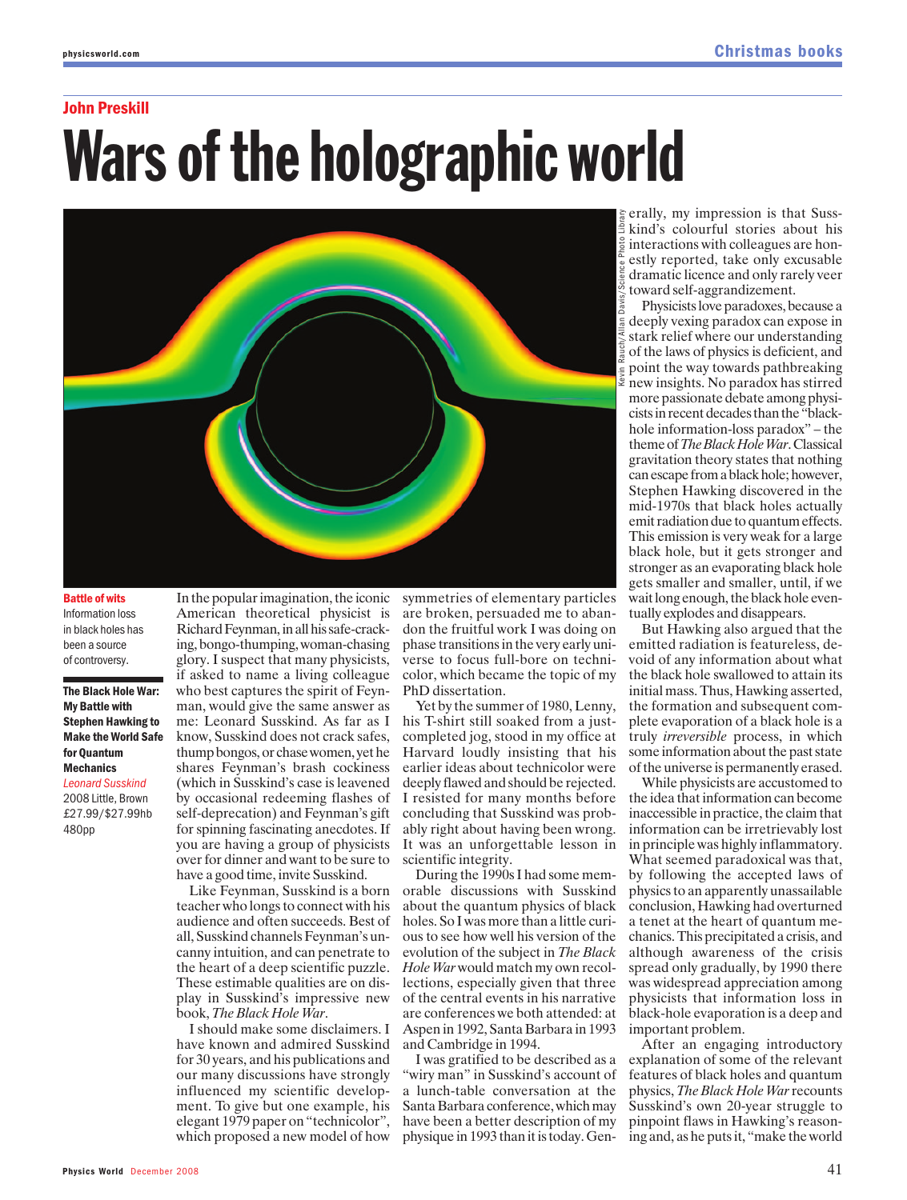John Preskill

# Wars of the holographic world

**Battle of wits**
Information loss in black holes has been a source of controversy.

**The Black Hole War: My Battle with Stephen Hawking to Make the World Safe for Quantum Mechanics**
*Leonard Susskind*
2008 Little, Brown
£27.99/$27.99hb
480pp

In the popular imagination, the iconic American theoretical physicist is Richard Feynman, in all his safe-cracking, bongo-thumping, woman-chasing glory. I suspect that many physicists, if asked to name a living colleague who best captures the spirit of Feynman, would give the same answer as me: Leonard Susskind. As far as I know, Susskind does not crack safes, thump bongos, or chase women, yet he shares Feynman's brash cockiness (which in Susskind's case is leavened by occasional redeeming flashes of self-deprecation) and Feynman's gift for spinning fascinating anecdotes. If you are having a group of physicists over for dinner and want to be sure to have a good time, invite Susskind.

Like Feynman, Susskind is a born teacher who longs to connect with his audience and often succeeds. Best of all, Susskind channels Feynman's uncanny intuition, and can penetrate to the heart of a deep scientific puzzle. These estimable qualities are on display in Susskind's impressive new book, *The Black Hole War*.

I should make some disclaimers. I have known and admired Susskind for 30 years, and his publications and our many discussions have strongly influenced my scientific development. To give but one example, his elegant 1979 paper on "technicolor", which proposed a new model of how symmetries of elementary particles are broken, persuaded me to abandon the fruitful work I was doing on phase transitions in the very early universe to focus full-bore on technicolor, which became the topic of my PhD dissertation.

Yet by the summer of 1980, Lenny, his T-shirt still soaked from a just-completed jog, stood in my office at Harvard loudly insisting that his earlier ideas about technicolor were deeply flawed and should be rejected. I resisted for many months before concluding that Susskind was probably right about having been wrong. It was an unforgettable lesson in scientific integrity.

During the 1990s I had some memorable discussions with Susskind about the quantum physics of black holes. So I was more than a little curious to see how well his version of the evolution of the subject in *The Black Hole War* would match my own recollections, especially given that three of the central events in his narrative are conferences we both attended: at Aspen in 1992, Santa Barbara in 1993 and Cambridge in 1994.

I was gratified to be described as a "wiry man" in Susskind's account of a lunch-table conversation at the Santa Barbara conference, which may have been a better description of my physique in 1993 than it is today. Generally, my impression is that Susskind's colourful stories about his interactions with colleagues are honestly reported, take only excusable dramatic licence and only rarely veer toward self-aggrandizement.

Physicists love paradoxes, because a deeply vexing paradox can expose in stark relief where our understanding of the laws of physics is deficient, and point the way towards pathbreaking new insights. No paradox has stirred more passionate debate among physicists in recent decades than the "black-hole information-loss paradox" – the theme of *The Black Hole War*. Classical gravitation theory states that nothing can escape from a black hole; however, Stephen Hawking discovered in the mid-1970s that black holes actually emit radiation due to quantum effects. This emission is very weak for a large black hole, but it gets stronger and stronger as an evaporating black hole gets smaller and smaller, until, if we wait long enough, the black hole eventually explodes and disappears.

But Hawking also argued that the emitted radiation is featureless, devoid of any information about what the black hole swallowed to attain its initial mass. Thus, Hawking asserted, the formation and subsequent complete evaporation of a black hole is a truly *irreversible* process, in which some information about the past state of the universe is permanently erased.

While physicists are accustomed to the idea that information can become inaccessible in practice, the claim that information can be irretrievably lost in principle was highly inflammatory. What seemed paradoxical was that, by following the accepted laws of physics to an apparently unassailable conclusion, Hawking had overturned a tenet at the heart of quantum mechanics. This precipitated a crisis, and although awareness of the crisis spread only gradually, by 1990 there was widespread appreciation among physicists that information loss in black-hole evaporation is a deep and important problem.

After an engaging introductory explanation of some of the relevant features of black holes and quantum physics, *The Black Hole War* recounts Susskind's own 20-year struggle to pinpoint flaws in Hawking's reasoning and, as he puts it, "make the world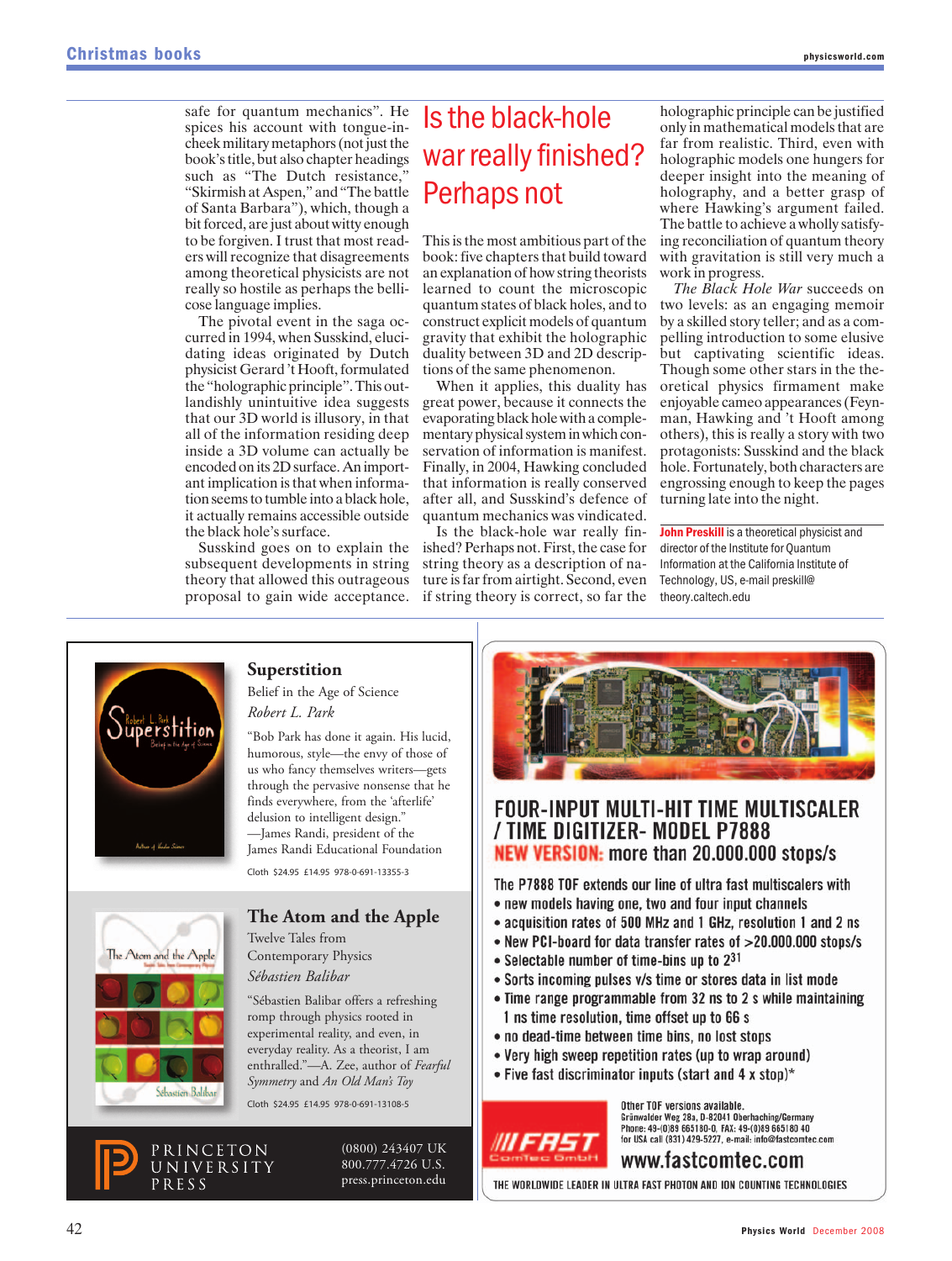safe for quantum mechanics". He spices his account with tongue-in-cheek military metaphors (not just the book's title, but also chapter headings such as "The Dutch resistance," "Skirmish at Aspen," and "The battle of Santa Barbara"), which, though a bit forced, are just about witty enough to be forgiven. I trust that most readers will recognize that disagreements among theoretical physicists are not really so hostile as perhaps the bellicose language implies.

The pivotal event in the saga occurred in 1994, when Susskind, elucidating ideas originated by Dutch physicist Gerard 't Hooft, formulated the "holographic principle". This outlandishly unintuitive idea suggests that our 3D world is illusory, in that all of the information residing deep inside a 3D volume can actually be encoded on its 2D surface. An important implication is that when information seems to tumble into a black hole, it actually remains accessible outside the black hole's surface.

Susskind goes on to explain the subsequent developments in string theory that allowed this outrageous proposal to gain wide acceptance.

## Is the black-hole war really finished? Perhaps not

This is the most ambitious part of the book: five chapters that build toward an explanation of how string theorists learned to count the microscopic quantum states of black holes, and to construct explicit models of quantum gravity that exhibit the holographic duality between 3D and 2D descriptions of the same phenomenon.

When it applies, this duality has great power, because it connects the evaporating black hole with a complementary physical system in which conservation of information is manifest. Finally, in 2004, Hawking concluded that information is really conserved after all, and Susskind's defence of quantum mechanics was vindicated.

Is the black-hole war really finished? Perhaps not. First, the case for string theory as a description of nature is far from airtight. Second, even if string theory is correct, so far the holographic principle can be justified only in mathematical models that are far from realistic. Third, even with holographic models one hungers for deeper insight into the meaning of holography, and a better grasp of where Hawking's argument failed. The battle to achieve a wholly satisfying reconciliation of quantum theory with gravitation is still very much a work in progress.

*The Black Hole War* succeeds on two levels: as an engaging memoir by a skilled story teller; and as a compelling introduction to some elusive but captivating scientific ideas. Though some other stars in the theoretical physics firmament make enjoyable cameo appearances (Feynman, Hawking and 't Hooft among others), this is really a story with two protagonists: Susskind and the black hole. Fortunately, both characters are engrossing enough to keep the pages turning late into the night.

**John Preskill** is a theoretical physicist and director of the Institute for Quantum Information at the California Institute of Technology, US, e-mail preskill@theory.caltech.edu

---

**Superstition**
Belief in the Age of Science
*Robert L. Park*

"Bob Park has done it again. His lucid, humorous, style—the envy of those of us who fancy themselves writers—gets through the pervasive nonsense that he finds everywhere, from the 'afterlife' delusion to intelligent design."
—James Randi, president of the James Randi Educational Foundation

Cloth $24.95 £14.95 978-0-691-13355-3

**The Atom and the Apple**
Twelve Tales from Contemporary Physics
*Sébastien Balibar*

"Sébastien Balibar offers a refreshing romp through physics rooted in experimental reality, and even, in everyday reality. As a theorist, I am enthralled."—A. Zee, author of *Fearful Symmetry* and *An Old Man's Toy*

Cloth $24.95 £14.95 978-0-691-13108-5

PRINCETON UNIVERSITY PRESS
(0800) 243407 UK
800.777.4726 U.S.
press.princeton.edu

---

**FOUR-INPUT MULTI-HIT TIME MULTISCALER / TIME DIGITIZER- MODEL P7888**
**NEW VERSION: more than 20.000.000 stops/s**

The P7888 TOF extends our line of ultra fast multiscalers with
- new models having one, two and four input channels
- acquisition rates of 500 MHz and 1 GHz, resolution 1 and 2 ns
- New PCI-board for data transfer rates of >20.000.000 stops/s
- Selectable number of time-bins up to $2^{31}$
- Sorts incoming pulses v/s time or stores data in list mode
- Time range programmable from 32 ns to 2 s while maintaining 1 ns time resolution, time offset up to 66 s
- no dead-time between time bins, no lost stops
- Very high sweep repetition rates (up to wrap around)
- Five fast discriminator inputs (start and 4 x stop)*

Other TOF versions available.
Grünwalder Weg 28a, D-82041 Oberhaching/Germany
Phone: 49-(0)89 665180-0, FAX: 49-(0)89 665180 40
for USA call (831) 429-5227, e-mail: info@fastcomtec.com

FAST ComTec GmbH
www.fastcomtec.com
THE WORLDWIDE LEADER IN ULTRA FAST PHOTON AND ION COUNTING TECHNOLOGIES